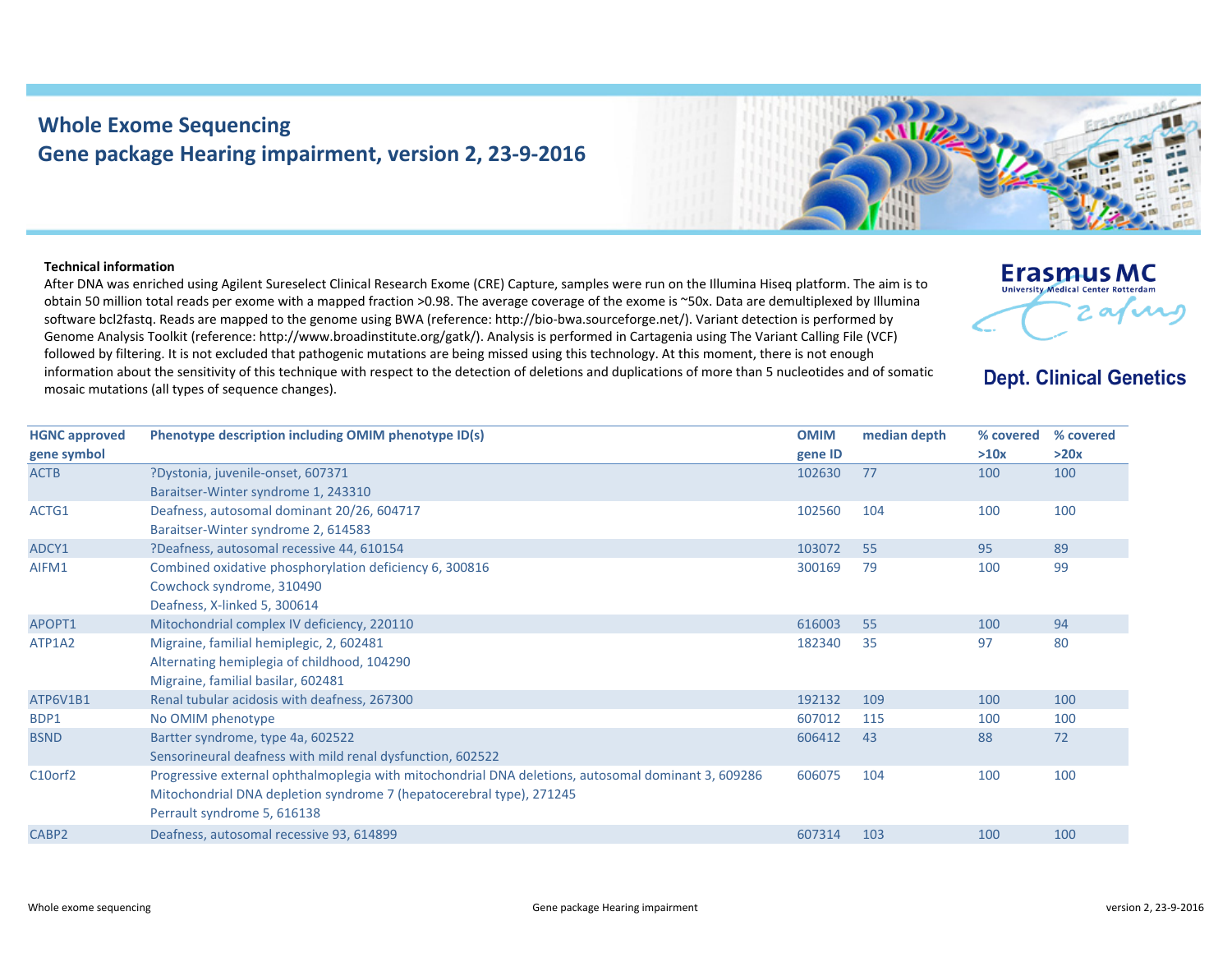# Whole Exome Sequencing
## Gene package Hearing impairment, version 2, 23-9-2016

Erasmus MC
University Medical Center Rotterdam

**Dept. Clinical Genetics**

**Technical information**

After DNA was enriched using Agilent Sureselect Clinical Research Exome (CRE) Capture, samples were run on the Illumina Hiseq platform. The aim is to obtain 50 million total reads per exome with a mapped fraction >0.98. The average coverage of the exome is ~50x. Data are demultiplexed by Illumina software bcl2fastq. Reads are mapped to the genome using BWA (reference: http://bio-bwa.sourceforge.net/). Variant detection is performed by Genome Analysis Toolkit (reference: http://www.broadinstitute.org/gatk/). Analysis is performed in Cartagenia using The Variant Calling File (VCF) followed by filtering. It is not excluded that pathogenic mutations are being missed using this technology. At this moment, there is not enough information about the sensitivity of this technique with respect to the detection of deletions and duplications of more than 5 nucleotides and of somatic mosaic mutations (all types of sequence changes).

| HGNC approved gene symbol | Phenotype description including OMIM phenotype ID(s) | OMIM gene ID | median depth | % covered >10x | % covered >20x |
|---|---|---|---|---|---|
| ACTB | ?Dystonia, juvenile-onset, 607371<br>Baraitser-Winter syndrome 1, 243310 | 102630 | 77 | 100 | 100 |
| ACTG1 | Deafness, autosomal dominant 20/26, 604717<br>Baraitser-Winter syndrome 2, 614583 | 102560 | 104 | 100 | 100 |
| ADCY1 | ?Deafness, autosomal recessive 44, 610154 | 103072 | 55 | 95 | 89 |
| AIFM1 | Combined oxidative phosphorylation deficiency 6, 300816<br>Cowchock syndrome, 310490<br>Deafness, X-linked 5, 300614 | 300169 | 79 | 100 | 99 |
| APOPT1 | Mitochondrial complex IV deficiency, 220110 | 616003 | 55 | 100 | 94 |
| ATP1A2 | Migraine, familial hemiplegic, 2, 602481<br>Alternating hemiplegia of childhood, 104290<br>Migraine, familial basilar, 602481 | 182340 | 35 | 97 | 80 |
| ATP6V1B1 | Renal tubular acidosis with deafness, 267300 | 192132 | 109 | 100 | 100 |
| BDP1 | No OMIM phenotype | 607012 | 115 | 100 | 100 |
| BSND | Bartter syndrome, type 4a, 602522<br>Sensorineural deafness with mild renal dysfunction, 602522 | 606412 | 43 | 88 | 72 |
| C10orf2 | Progressive external ophthalmoplegia with mitochondrial DNA deletions, autosomal dominant 3, 609286<br>Mitochondrial DNA depletion syndrome 7 (hepatocerebral type), 271245<br>Perrault syndrome 5, 616138 | 606075 | 104 | 100 | 100 |
| CABP2 | Deafness, autosomal recessive 93, 614899 | 607314 | 103 | 100 | 100 |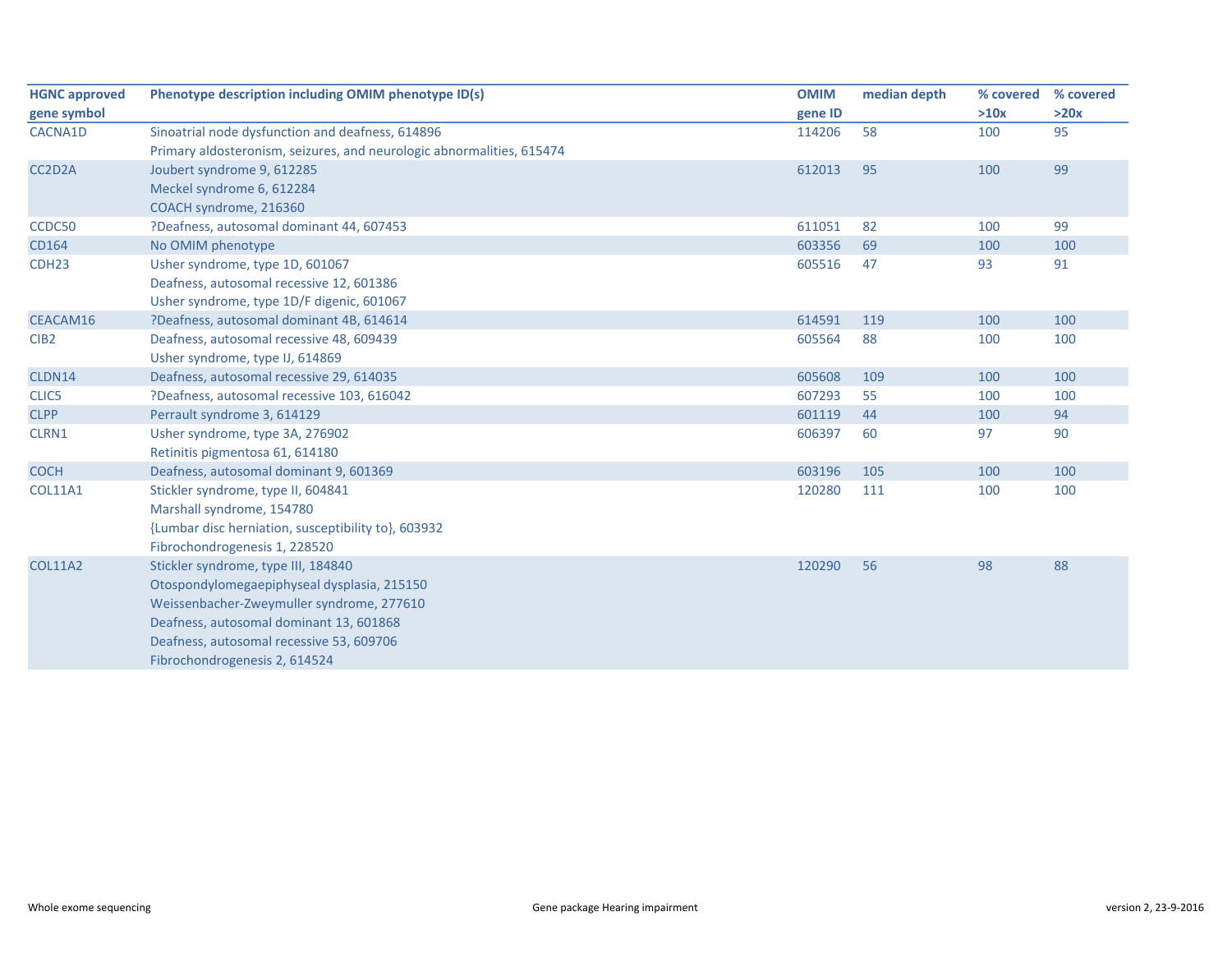| HGNC approved gene symbol | Phenotype description including OMIM phenotype ID(s) | OMIM gene ID | median depth | % covered >10x | % covered >20x |
|---|---|---|---|---|---|
| CACNA1D | Sinoatrial node dysfunction and deafness, 614896<br>Primary aldosteronism, seizures, and neurologic abnormalities, 615474 | 114206 | 58 | 100 | 95 |
| CC2D2A | Joubert syndrome 9, 612285<br>Meckel syndrome 6, 612284<br>COACH syndrome, 216360 | 612013 | 95 | 100 | 99 |
| CCDC50 | ?Deafness, autosomal dominant 44, 607453 | 611051 | 82 | 100 | 99 |
| CD164 | No OMIM phenotype | 603356 | 69 | 100 | 100 |
| CDH23 | Usher syndrome, type 1D, 601067<br>Deafness, autosomal recessive 12, 601386<br>Usher syndrome, type 1D/F digenic, 601067 | 605516 | 47 | 93 | 91 |
| CEACAM16 | ?Deafness, autosomal dominant 4B, 614614 | 614591 | 119 | 100 | 100 |
| CIB2 | Deafness, autosomal recessive 48, 609439<br>Usher syndrome, type IJ, 614869 | 605564 | 88 | 100 | 100 |
| CLDN14 | Deafness, autosomal recessive 29, 614035 | 605608 | 109 | 100 | 100 |
| CLIC5 | ?Deafness, autosomal recessive 103, 616042 | 607293 | 55 | 100 | 100 |
| CLPP | Perrault syndrome 3, 614129 | 601119 | 44 | 100 | 94 |
| CLRN1 | Usher syndrome, type 3A, 276902<br>Retinitis pigmentosa 61, 614180 | 606397 | 60 | 97 | 90 |
| COCH | Deafness, autosomal dominant 9, 601369 | 603196 | 105 | 100 | 100 |
| COL11A1 | Stickler syndrome, type II, 604841<br>Marshall syndrome, 154780<br>{Lumbar disc herniation, susceptibility to}, 603932<br>Fibrochondrogenesis 1, 228520 | 120280 | 111 | 100 | 100 |
| COL11A2 | Stickler syndrome, type III, 184840<br>Otospondylomegaepiphyseal dysplasia, 215150<br>Weissenbacher-Zweymuller syndrome, 277610<br>Deafness, autosomal dominant 13, 601868<br>Deafness, autosomal recessive 53, 609706<br>Fibrochondrogenesis 2, 614524 | 120290 | 56 | 98 | 88 |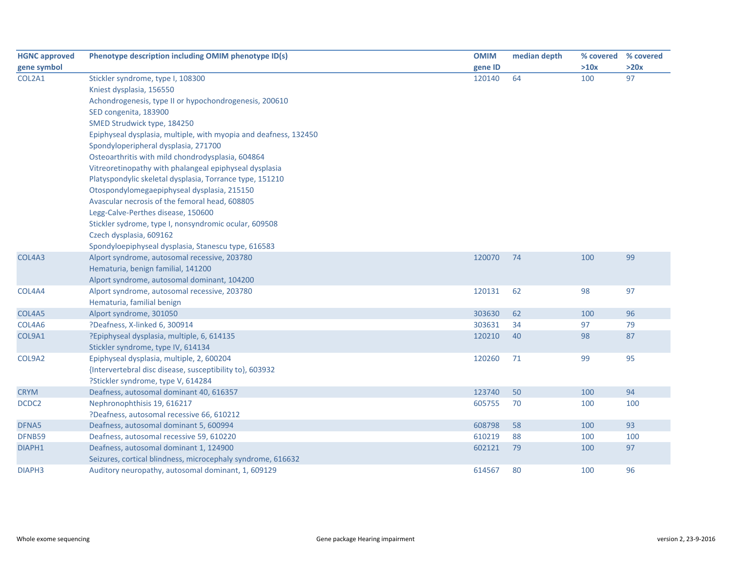| HGNC approved gene symbol | Phenotype description including OMIM phenotype ID(s) | OMIM gene ID | median depth | % covered >10x | % covered >20x |
|---|---|---|---|---|---|
| COL2A1 | Stickler syndrome, type I, 108300<br>Kniest dysplasia, 156550<br>Achondrogenesis, type II or hypochondrogenesis, 200610<br>SED congenita, 183900<br>SMED Strudwick type, 184250<br>Epiphyseal dysplasia, multiple, with myopia and deafness, 132450<br>Spondyloperipheral dysplasia, 271700<br>Osteoarthritis with mild chondrodysplasia, 604864<br>Vitreoretinopathy with phalangeal epiphyseal dysplasia<br>Platyspondylic skeletal dysplasia, Torrance type, 151210<br>Otospondylomegaepiphyseal dysplasia, 215150<br>Avascular necrosis of the femoral head, 608805<br>Legg-Calve-Perthes disease, 150600<br>Stickler sydrome, type I, nonsyndromic ocular, 609508<br>Czech dysplasia, 609162<br>Spondyloepiphyseal dysplasia, Stanescu type, 616583 | 120140 | 64 | 100 | 97 |
| COL4A3 | Alport syndrome, autosomal recessive, 203780<br>Hematuria, benign familial, 141200<br>Alport syndrome, autosomal dominant, 104200 | 120070 | 74 | 100 | 99 |
| COL4A4 | Alport syndrome, autosomal recessive, 203780<br>Hematuria, familial benign | 120131 | 62 | 98 | 97 |
| COL4A5 | Alport syndrome, 301050 | 303630 | 62 | 100 | 96 |
| COL4A6 | ?Deafness, X-linked 6, 300914 | 303631 | 34 | 97 | 79 |
| COL9A1 | ?Epiphyseal dysplasia, multiple, 6, 614135<br>Stickler syndrome, type IV, 614134 | 120210 | 40 | 98 | 87 |
| COL9A2 | Epiphyseal dysplasia, multiple, 2, 600204<br>{Intervertebral disc disease, susceptibility to}, 603932<br>?Stickler syndrome, type V, 614284 | 120260 | 71 | 99 | 95 |
| CRYM | Deafness, autosomal dominant 40, 616357 | 123740 | 50 | 100 | 94 |
| DCDC2 | Nephronophthisis 19, 616217<br>?Deafness, autosomal recessive 66, 610212 | 605755 | 70 | 100 | 100 |
| DFNA5 | Deafness, autosomal dominant 5, 600994 | 608798 | 58 | 100 | 93 |
| DFNB59 | Deafness, autosomal recessive 59, 610220 | 610219 | 88 | 100 | 100 |
| DIAPH1 | Deafness, autosomal dominant 1, 124900<br>Seizures, cortical blindness, microcephaly syndrome, 616632 | 602121 | 79 | 100 | 97 |
| DIAPH3 | Auditory neuropathy, autosomal dominant, 1, 609129 | 614567 | 80 | 100 | 96 |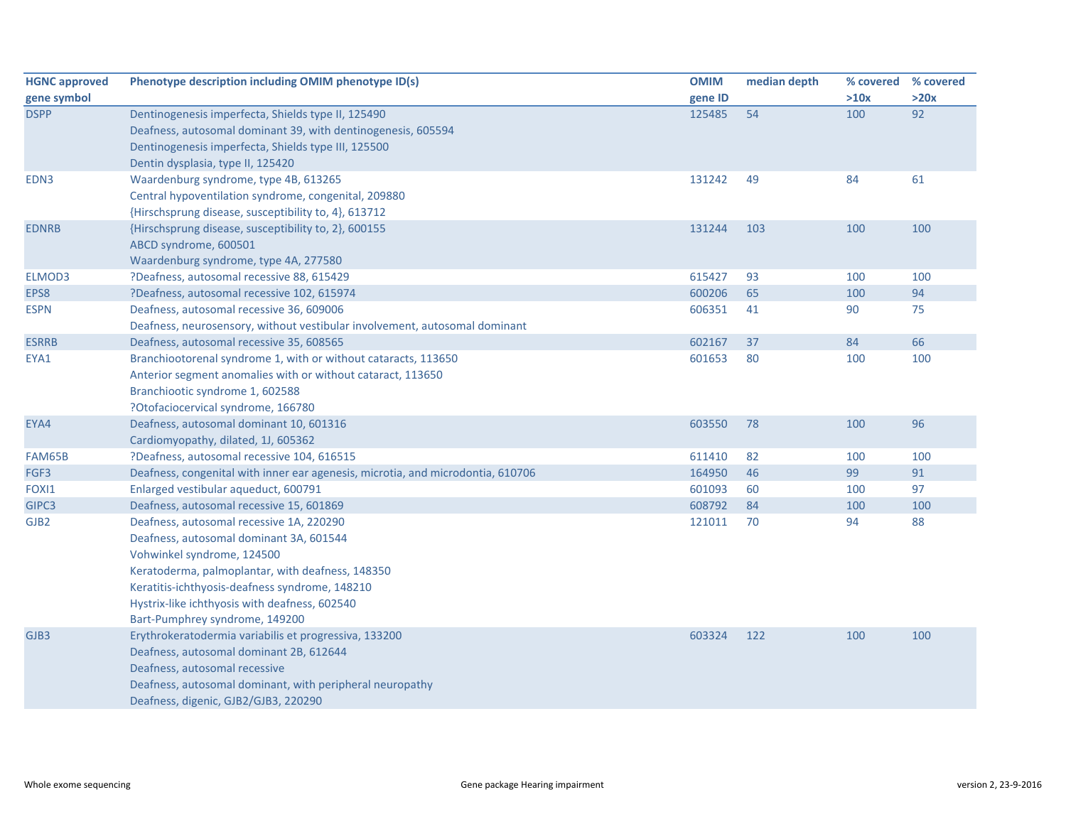| HGNC approved gene symbol | Phenotype description including OMIM phenotype ID(s) | OMIM gene ID | median depth | % covered >10x | % covered >20x |
|---|---|---|---|---|---|
| DSPP | Dentinogenesis imperfecta, Shields type II, 125490<br>Deafness, autosomal dominant 39, with dentinogenesis, 605594<br>Dentinogenesis imperfecta, Shields type III, 125500<br>Dentin dysplasia, type II, 125420 | 125485 | 54 | 100 | 92 |
| EDN3 | Waardenburg syndrome, type 4B, 613265<br>Central hypoventilation syndrome, congenital, 209880<br>{Hirschsprung disease, susceptibility to, 4}, 613712 | 131242 | 49 | 84 | 61 |
| EDNRB | {Hirschsprung disease, susceptibility to, 2}, 600155<br>ABCD syndrome, 600501<br>Waardenburg syndrome, type 4A, 277580 | 131244 | 103 | 100 | 100 |
| ELMOD3 | ?Deafness, autosomal recessive 88, 615429 | 615427 | 93 | 100 | 100 |
| EPS8 | ?Deafness, autosomal recessive 102, 615974 | 600206 | 65 | 100 | 94 |
| ESPN | Deafness, autosomal recessive 36, 609006<br>Deafness, neurosensory, without vestibular involvement, autosomal dominant | 606351 | 41 | 90 | 75 |
| ESRRB | Deafness, autosomal recessive 35, 608565 | 602167 | 37 | 84 | 66 |
| EYA1 | Branchiootorenal syndrome 1, with or without cataracts, 113650<br>Anterior segment anomalies with or without cataract, 113650<br>Branchiootic syndrome 1, 602588<br>?Otofaciocervical syndrome, 166780 | 601653 | 80 | 100 | 100 |
| EYA4 | Deafness, autosomal dominant 10, 601316<br>Cardiomyopathy, dilated, 1J, 605362 | 603550 | 78 | 100 | 96 |
| FAM65B | ?Deafness, autosomal recessive 104, 616515 | 611410 | 82 | 100 | 100 |
| FGF3 | Deafness, congenital with inner ear agenesis, microtia, and microdontia, 610706 | 164950 | 46 | 99 | 91 |
| FOXI1 | Enlarged vestibular aqueduct, 600791 | 601093 | 60 | 100 | 97 |
| GIPC3 | Deafness, autosomal recessive 15, 601869 | 608792 | 84 | 100 | 100 |
| GJB2 | Deafness, autosomal recessive 1A, 220290<br>Deafness, autosomal dominant 3A, 601544<br>Vohwinkel syndrome, 124500<br>Keratoderma, palmoplantar, with deafness, 148350<br>Keratitis-ichthyosis-deafness syndrome, 148210<br>Hystrix-like ichthyosis with deafness, 602540<br>Bart-Pumphrey syndrome, 149200 | 121011 | 70 | 94 | 88 |
| GJB3 | Erythrokeratodermia variabilis et progressiva, 133200<br>Deafness, autosomal dominant 2B, 612644<br>Deafness, autosomal recessive<br>Deafness, autosomal dominant, with peripheral neuropathy<br>Deafness, digenic, GJB2/GJB3, 220290 | 603324 | 122 | 100 | 100 |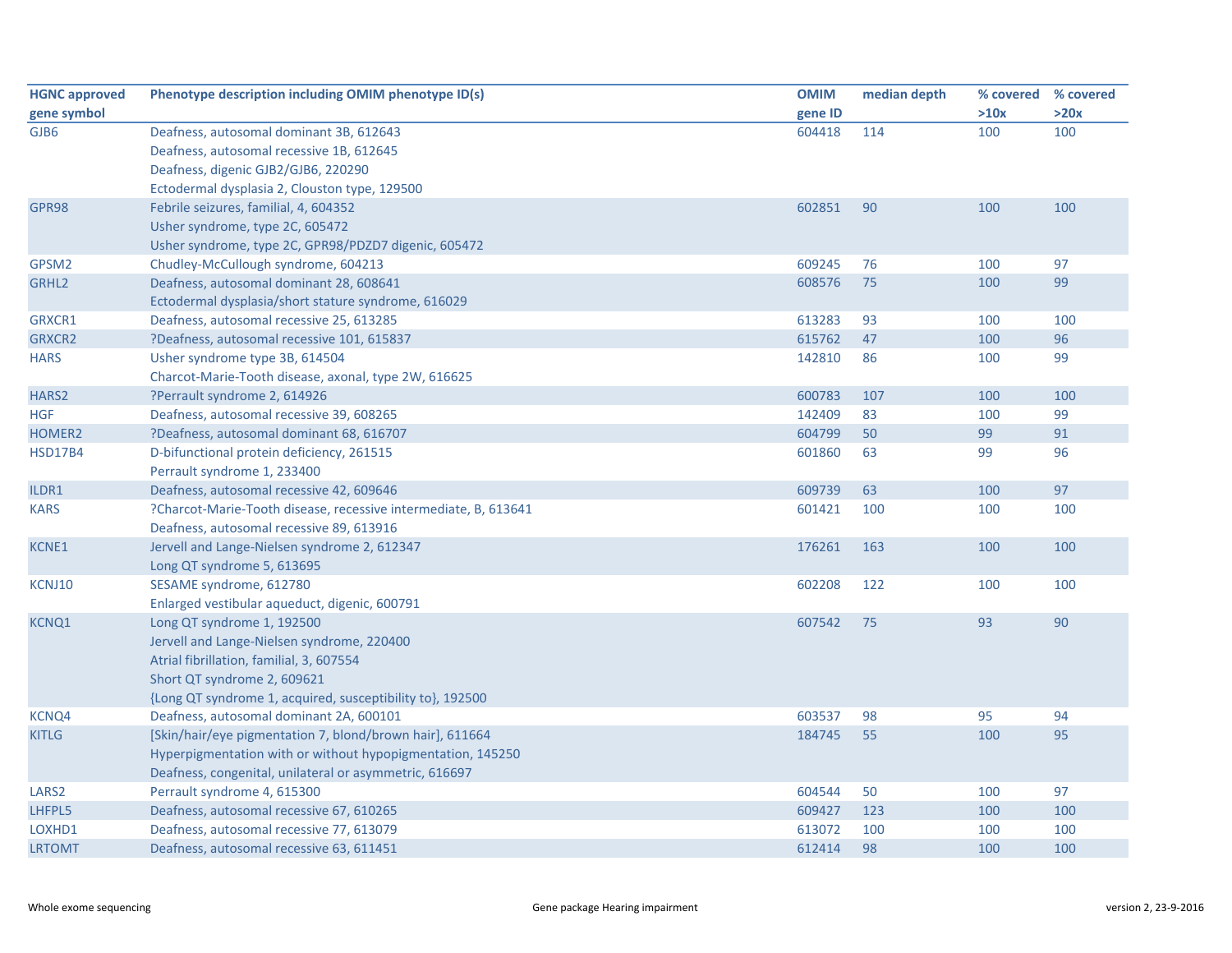| HGNC approved gene symbol | Phenotype description including OMIM phenotype ID(s) | OMIM gene ID | median depth | % covered >10x | % covered >20x |
|---|---|---|---|---|---|
| GJB6 | Deafness, autosomal dominant 3B, 612643<br>Deafness, autosomal recessive 1B, 612645<br>Deafness, digenic GJB2/GJB6, 220290<br>Ectodermal dysplasia 2, Clouston type, 129500 | 604418 | 114 | 100 | 100 |
| GPR98 | Febrile seizures, familial, 4, 604352<br>Usher syndrome, type 2C, 605472<br>Usher syndrome, type 2C, GPR98/PDZD7 digenic, 605472 | 602851 | 90 | 100 | 100 |
| GPSM2 | Chudley-McCullough syndrome, 604213 | 609245 | 76 | 100 | 97 |
| GRHL2 | Deafness, autosomal dominant 28, 608641<br>Ectodermal dysplasia/short stature syndrome, 616029 | 608576 | 75 | 100 | 99 |
| GRXCR1 | Deafness, autosomal recessive 25, 613285 | 613283 | 93 | 100 | 100 |
| GRXCR2 | ?Deafness, autosomal recessive 101, 615837 | 615762 | 47 | 100 | 96 |
| HARS | Usher syndrome type 3B, 614504<br>Charcot-Marie-Tooth disease, axonal, type 2W, 616625 | 142810 | 86 | 100 | 99 |
| HARS2 | ?Perrault syndrome 2, 614926 | 600783 | 107 | 100 | 100 |
| HGF | Deafness, autosomal recessive 39, 608265 | 142409 | 83 | 100 | 99 |
| HOMER2 | ?Deafness, autosomal dominant 68, 616707 | 604799 | 50 | 99 | 91 |
| HSD17B4 | D-bifunctional protein deficiency, 261515<br>Perrault syndrome 1, 233400 | 601860 | 63 | 99 | 96 |
| ILDR1 | Deafness, autosomal recessive 42, 609646 | 609739 | 63 | 100 | 97 |
| KARS | ?Charcot-Marie-Tooth disease, recessive intermediate, B, 613641<br>Deafness, autosomal recessive 89, 613916 | 601421 | 100 | 100 | 100 |
| KCNE1 | Jervell and Lange-Nielsen syndrome 2, 612347<br>Long QT syndrome 5, 613695 | 176261 | 163 | 100 | 100 |
| KCNJ10 | SESAME syndrome, 612780<br>Enlarged vestibular aqueduct, digenic, 600791 | 602208 | 122 | 100 | 100 |
| KCNQ1 | Long QT syndrome 1, 192500<br>Jervell and Lange-Nielsen syndrome, 220400<br>Atrial fibrillation, familial, 3, 607554<br>Short QT syndrome 2, 609621<br>{Long QT syndrome 1, acquired, susceptibility to}, 192500 | 607542 | 75 | 93 | 90 |
| KCNQ4 | Deafness, autosomal dominant 2A, 600101 | 603537 | 98 | 95 | 94 |
| KITLG | [Skin/hair/eye pigmentation 7, blond/brown hair], 611664<br>Hyperpigmentation with or without hypopigmentation, 145250<br>Deafness, congenital, unilateral or asymmetric, 616697 | 184745 | 55 | 100 | 95 |
| LARS2 | Perrault syndrome 4, 615300 | 604544 | 50 | 100 | 97 |
| LHFPL5 | Deafness, autosomal recessive 67, 610265 | 609427 | 123 | 100 | 100 |
| LOXHD1 | Deafness, autosomal recessive 77, 613079 | 613072 | 100 | 100 | 100 |
| LRTOMT | Deafness, autosomal recessive 63, 611451 | 612414 | 98 | 100 | 100 |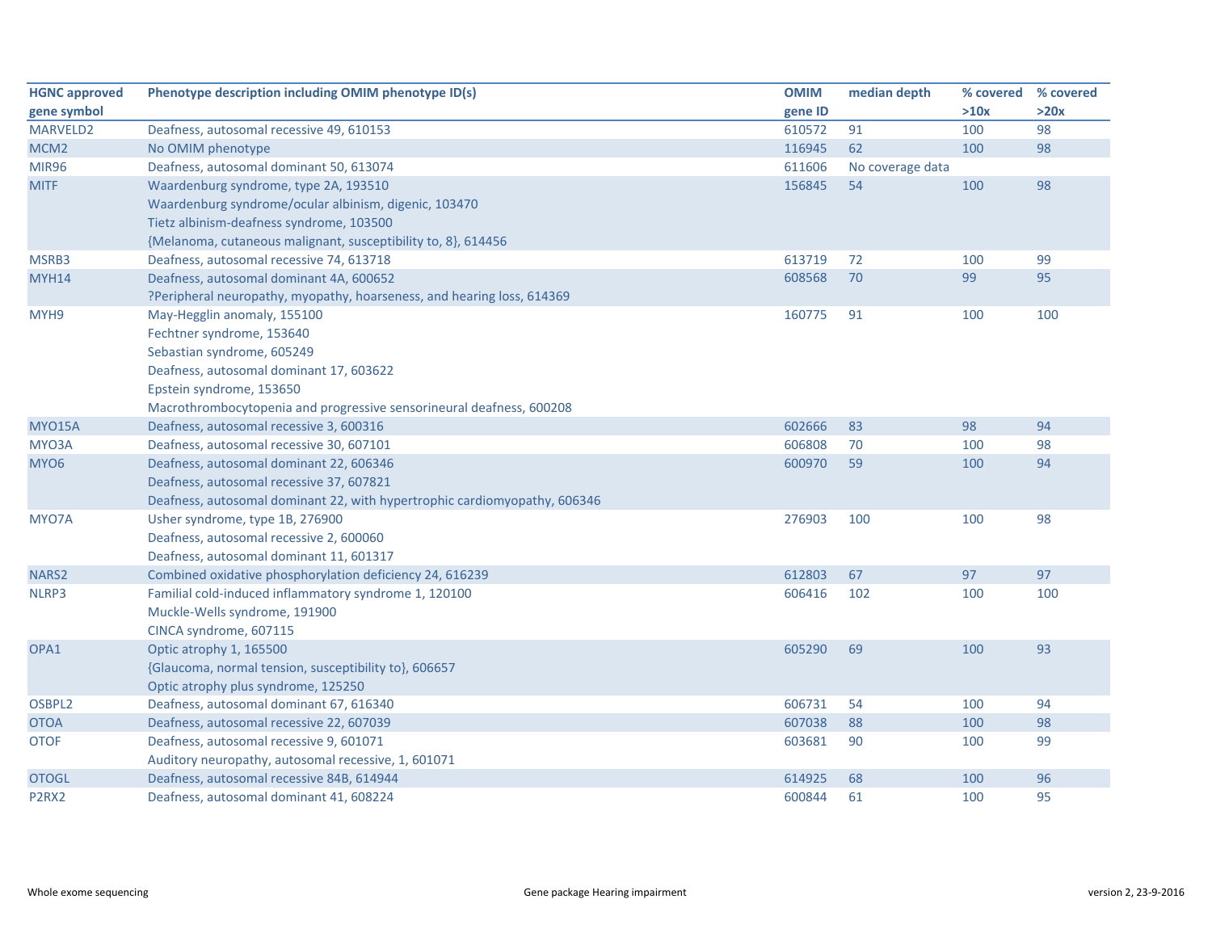| HGNC approved gene symbol | Phenotype description including OMIM phenotype ID(s) | OMIM gene ID | median depth | % covered >10x | % covered >20x |
|---|---|---|---|---|---|
| MARVELD2 | Deafness, autosomal recessive 49, 610153 | 610572 | 91 | 100 | 98 |
| MCM2 | No OMIM phenotype | 116945 | 62 | 100 | 98 |
| MIR96 | Deafness, autosomal dominant 50, 613074 | 611606 | No coverage data | | |
| MITF | Waardenburg syndrome, type 2A, 193510<br>Waardenburg syndrome/ocular albinism, digenic, 103470<br>Tietz albinism-deafness syndrome, 103500<br>{Melanoma, cutaneous malignant, susceptibility to, 8}, 614456 | 156845 | 54 | 100 | 98 |
| MSRB3 | Deafness, autosomal recessive 74, 613718 | 613719 | 72 | 100 | 99 |
| MYH14 | Deafness, autosomal dominant 4A, 600652<br>?Peripheral neuropathy, myopathy, hoarseness, and hearing loss, 614369 | 608568 | 70 | 99 | 95 |
| MYH9 | May-Hegglin anomaly, 155100<br>Fechtner syndrome, 153640<br>Sebastian syndrome, 605249<br>Deafness, autosomal dominant 17, 603622<br>Epstein syndrome, 153650<br>Macrothrombocytopenia and progressive sensorineural deafness, 600208 | 160775 | 91 | 100 | 100 |
| MYO15A | Deafness, autosomal recessive 3, 600316 | 602666 | 83 | 98 | 94 |
| MYO3A | Deafness, autosomal recessive 30, 607101 | 606808 | 70 | 100 | 98 |
| MYO6 | Deafness, autosomal dominant 22, 606346<br>Deafness, autosomal recessive 37, 607821<br>Deafness, autosomal dominant 22, with hypertrophic cardiomyopathy, 606346 | 600970 | 59 | 100 | 94 |
| MYO7A | Usher syndrome, type 1B, 276900<br>Deafness, autosomal recessive 2, 600060<br>Deafness, autosomal dominant 11, 601317 | 276903 | 100 | 100 | 98 |
| NARS2 | Combined oxidative phosphorylation deficiency 24, 616239 | 612803 | 67 | 97 | 97 |
| NLRP3 | Familial cold-induced inflammatory syndrome 1, 120100<br>Muckle-Wells syndrome, 191900<br>CINCA syndrome, 607115 | 606416 | 102 | 100 | 100 |
| OPA1 | Optic atrophy 1, 165500<br>{Glaucoma, normal tension, susceptibility to}, 606657<br>Optic atrophy plus syndrome, 125250 | 605290 | 69 | 100 | 93 |
| OSBPL2 | Deafness, autosomal dominant 67, 616340 | 606731 | 54 | 100 | 94 |
| OTOA | Deafness, autosomal recessive 22, 607039 | 607038 | 88 | 100 | 98 |
| OTOF | Deafness, autosomal recessive 9, 601071<br>Auditory neuropathy, autosomal recessive, 1, 601071 | 603681 | 90 | 100 | 99 |
| OTOGL | Deafness, autosomal recessive 84B, 614944 | 614925 | 68 | 100 | 96 |
| P2RX2 | Deafness, autosomal dominant 41, 608224 | 600844 | 61 | 100 | 95 |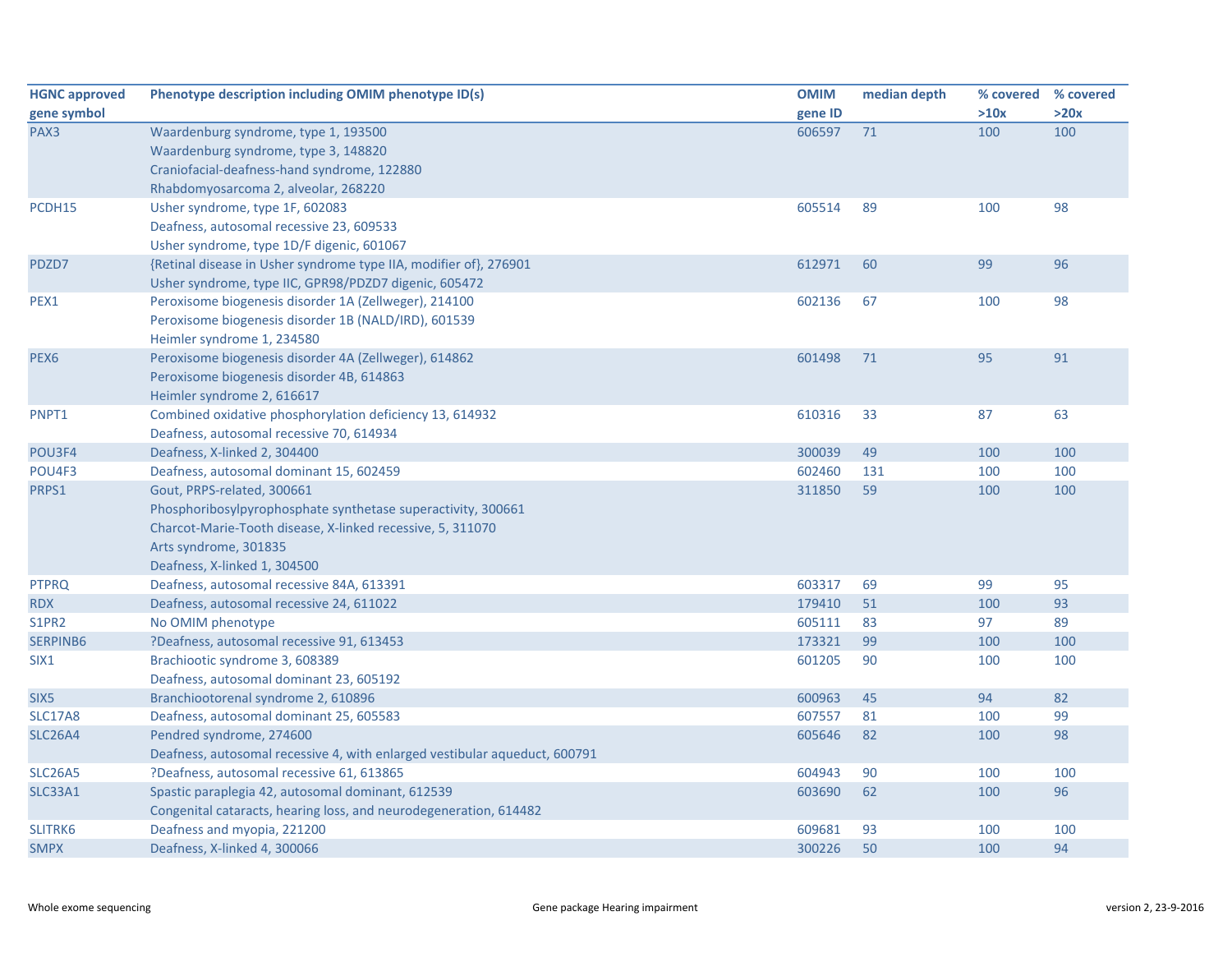| HGNC approved gene symbol | Phenotype description including OMIM phenotype ID(s) | OMIM gene ID | median depth | % covered >10x | % covered >20x |
|---|---|---|---|---|---|
| PAX3 | Waardenburg syndrome, type 1, 193500<br>Waardenburg syndrome, type 3, 148820<br>Craniofacial-deafness-hand syndrome, 122880<br>Rhabdomyosarcoma 2, alveolar, 268220 | 606597 | 71 | 100 | 100 |
| PCDH15 | Usher syndrome, type 1F, 602083<br>Deafness, autosomal recessive 23, 609533<br>Usher syndrome, type 1D/F digenic, 601067 | 605514 | 89 | 100 | 98 |
| PDZD7 | {Retinal disease in Usher syndrome type IIA, modifier of}, 276901<br>Usher syndrome, type IIC, GPR98/PDZD7 digenic, 605472 | 612971 | 60 | 99 | 96 |
| PEX1 | Peroxisome biogenesis disorder 1A (Zellweger), 214100<br>Peroxisome biogenesis disorder 1B (NALD/IRD), 601539<br>Heimler syndrome 1, 234580 | 602136 | 67 | 100 | 98 |
| PEX6 | Peroxisome biogenesis disorder 4A (Zellweger), 614862<br>Peroxisome biogenesis disorder 4B, 614863<br>Heimler syndrome 2, 616617 | 601498 | 71 | 95 | 91 |
| PNPT1 | Combined oxidative phosphorylation deficiency 13, 614932<br>Deafness, autosomal recessive 70, 614934 | 610316 | 33 | 87 | 63 |
| POU3F4 | Deafness, X-linked 2, 304400 | 300039 | 49 | 100 | 100 |
| POU4F3 | Deafness, autosomal dominant 15, 602459 | 602460 | 131 | 100 | 100 |
| PRPS1 | Gout, PRPS-related, 300661<br>Phosphoribosylpyrophosphate synthetase superactivity, 300661<br>Charcot-Marie-Tooth disease, X-linked recessive, 5, 311070<br>Arts syndrome, 301835<br>Deafness, X-linked 1, 304500 | 311850 | 59 | 100 | 100 |
| PTPRQ | Deafness, autosomal recessive 84A, 613391 | 603317 | 69 | 99 | 95 |
| RDX | Deafness, autosomal recessive 24, 611022 | 179410 | 51 | 100 | 93 |
| S1PR2 | No OMIM phenotype | 605111 | 83 | 97 | 89 |
| SERPINB6 | ?Deafness, autosomal recessive 91, 613453 | 173321 | 99 | 100 | 100 |
| SIX1 | Brachiotic syndrome 3, 608389<br>Deafness, autosomal dominant 23, 605192 | 601205 | 90 | 100 | 100 |
| SIX5 | Branchiootorenal syndrome 2, 610896 | 600963 | 45 | 94 | 82 |
| SLC17A8 | Deafness, autosomal dominant 25, 605583 | 607557 | 81 | 100 | 99 |
| SLC26A4 | Pendred syndrome, 274600<br>Deafness, autosomal recessive 4, with enlarged vestibular aqueduct, 600791 | 605646 | 82 | 100 | 98 |
| SLC26A5 | ?Deafness, autosomal recessive 61, 613865 | 604943 | 90 | 100 | 100 |
| SLC33A1 | Spastic paraplegia 42, autosomal dominant, 612539<br>Congenital cataracts, hearing loss, and neurodegeneration, 614482 | 603690 | 62 | 100 | 96 |
| SLITRK6 | Deafness and myopia, 221200 | 609681 | 93 | 100 | 100 |
| SMPX | Deafness, X-linked 4, 300066 | 300226 | 50 | 100 | 94 |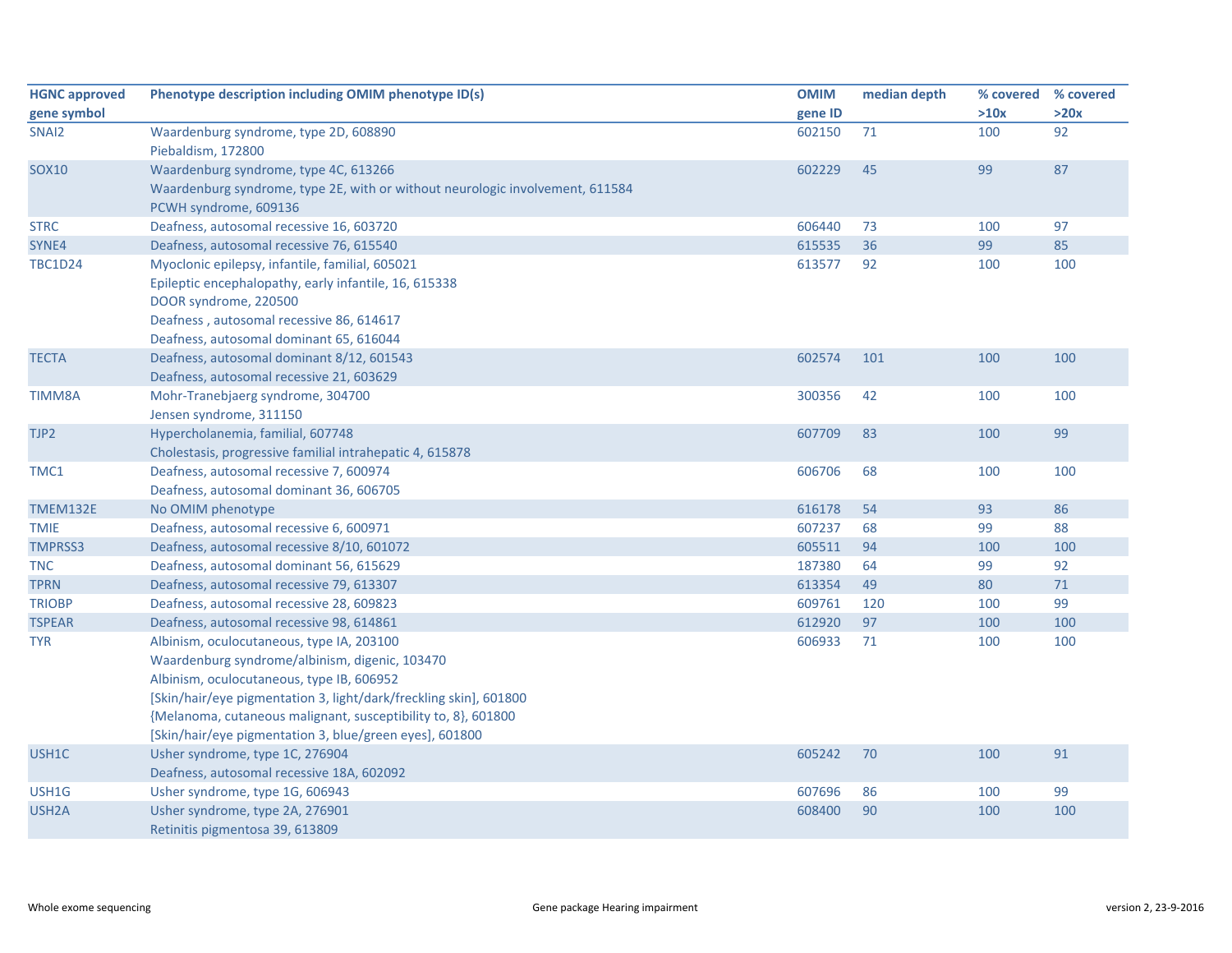| HGNC approved gene symbol | Phenotype description including OMIM phenotype ID(s) | OMIM gene ID | median depth | % covered >10x | % covered >20x |
|---|---|---|---|---|---|
| SNAI2 | Waardenburg syndrome, type 2D, 608890<br>Piebaldism, 172800 | 602150 | 71 | 100 | 92 |
| SOX10 | Waardenburg syndrome, type 4C, 613266<br>Waardenburg syndrome, type 2E, with or without neurologic involvement, 611584<br>PCWH syndrome, 609136 | 602229 | 45 | 99 | 87 |
| STRC | Deafness, autosomal recessive 16, 603720 | 606440 | 73 | 100 | 97 |
| SYNE4 | Deafness, autosomal recessive 76, 615540 | 615535 | 36 | 99 | 85 |
| TBC1D24 | Myoclonic epilepsy, infantile, familial, 605021<br>Epileptic encephalopathy, early infantile, 16, 615338<br>DOOR syndrome, 220500<br>Deafness , autosomal recessive 86, 614617<br>Deafness, autosomal dominant 65, 616044 | 613577 | 92 | 100 | 100 |
| TECTA | Deafness, autosomal dominant 8/12, 601543<br>Deafness, autosomal recessive 21, 603629 | 602574 | 101 | 100 | 100 |
| TIMM8A | Mohr-Tranebjaerg syndrome, 304700<br>Jensen syndrome, 311150 | 300356 | 42 | 100 | 100 |
| TJP2 | Hypercholanemia, familial, 607748<br>Cholestasis, progressive familial intrahepatic 4, 615878 | 607709 | 83 | 100 | 99 |
| TMC1 | Deafness, autosomal recessive 7, 600974<br>Deafness, autosomal dominant 36, 606705 | 606706 | 68 | 100 | 100 |
| TMEM132E | No OMIM phenotype | 616178 | 54 | 93 | 86 |
| TMIE | Deafness, autosomal recessive 6, 600971 | 607237 | 68 | 99 | 88 |
| TMPRSS3 | Deafness, autosomal recessive 8/10, 601072 | 605511 | 94 | 100 | 100 |
| TNC | Deafness, autosomal dominant 56, 615629 | 187380 | 64 | 99 | 92 |
| TPRN | Deafness, autosomal recessive 79, 613307 | 613354 | 49 | 80 | 71 |
| TRIOBP | Deafness, autosomal recessive 28, 609823 | 609761 | 120 | 100 | 99 |
| TSPEAR | Deafness, autosomal recessive 98, 614861 | 612920 | 97 | 100 | 100 |
| TYR | Albinism, oculocutaneous, type IA, 203100<br>Waardenburg syndrome/albinism, digenic, 103470<br>Albinism, oculocutaneous, type IB, 606952<br>[Skin/hair/eye pigmentation 3, light/dark/freckling skin], 601800<br>{Melanoma, cutaneous malignant, susceptibility to, 8}, 601800<br>[Skin/hair/eye pigmentation 3, blue/green eyes], 601800 | 606933 | 71 | 100 | 100 |
| USH1C | Usher syndrome, type 1C, 276904<br>Deafness, autosomal recessive 18A, 602092 | 605242 | 70 | 100 | 91 |
| USH1G | Usher syndrome, type 1G, 606943 | 607696 | 86 | 100 | 99 |
| USH2A | Usher syndrome, type 2A, 276901<br>Retinitis pigmentosa 39, 613809 | 608400 | 90 | 100 | 100 |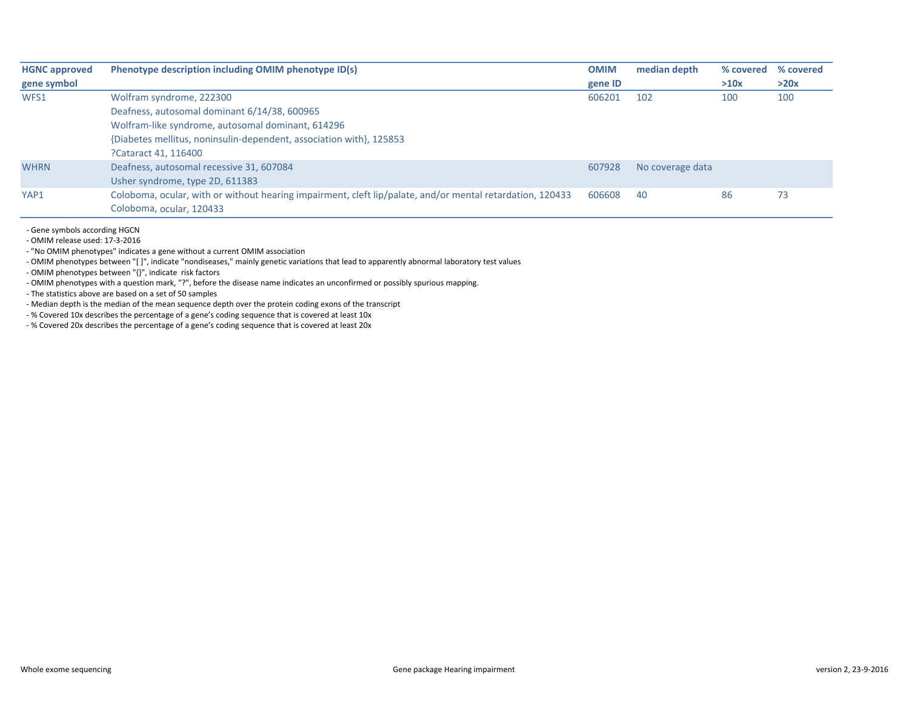| HGNC approved gene symbol | Phenotype description including OMIM phenotype ID(s) | OMIM gene ID | median depth | % covered >10x | % covered >20x |
|---|---|---|---|---|---|
| WFS1 | Wolfram syndrome, 222300 | 606201 | 102 | 100 | 100 |
| | Deafness, autosomal dominant 6/14/38, 600965 | | | | |
| | Wolfram-like syndrome, autosomal dominant, 614296 | | | | |
| | {Diabetes mellitus, noninsulin-dependent, association with}, 125853 | | | | |
| | ?Cataract 41, 116400 | | | | |
| WHRN | Deafness, autosomal recessive 31, 607084 | 607928 | No coverage data | | |
| | Usher syndrome, type 2D, 611383 | | | | |
| YAP1 | Coloboma, ocular, with or without hearing impairment, cleft lip/palate, and/or mental retardation, 120433 | 606608 | 40 | 86 | 73 |
| | Coloboma, ocular, 120433 | | | | |

- Gene symbols according HGCN
- OMIM release used: 17-3-2016
- "No OMIM phenotypes" indicates a gene without a current OMIM association
- OMIM phenotypes between "[ ]", indicate "nondiseases," mainly genetic variations that lead to apparently abnormal laboratory test values
- OMIM phenotypes between "{}", indicate risk factors
- OMIM phenotypes with a question mark, "?", before the disease name indicates an unconfirmed or possibly spurious mapping.
- The statistics above are based on a set of 50 samples
- Median depth is the median of the mean sequence depth over the protein coding exons of the transcript
- % Covered 10x describes the percentage of a gene's coding sequence that is covered at least 10x
- % Covered 20x describes the percentage of a gene's coding sequence that is covered at least 20x